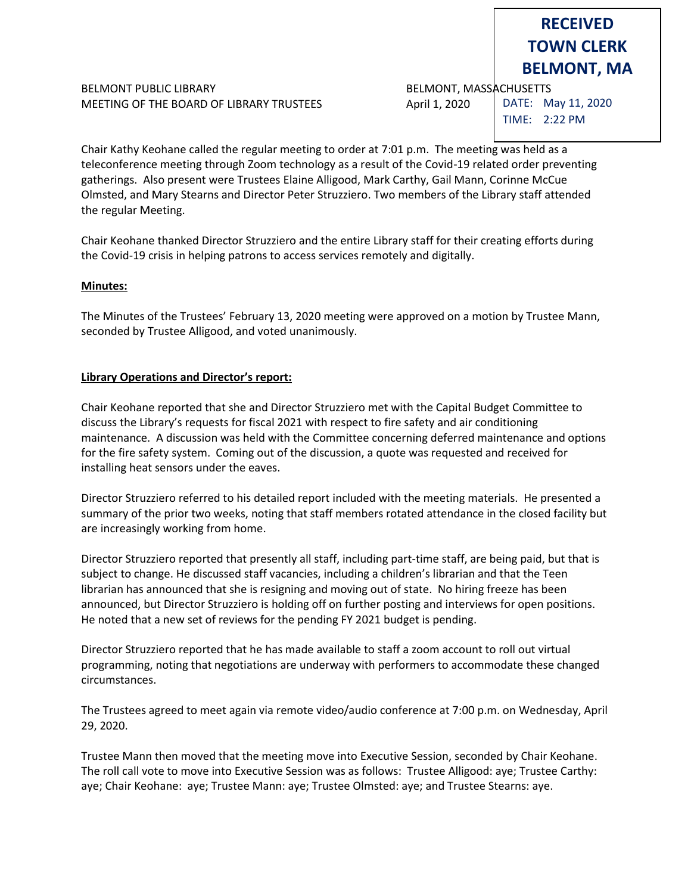**RECEIVED**
**TOWN CLERK**
**BELMONT, MA**

DATE: May 11, 2020
TIME: 2:22 PM

BELMONT PUBLIC LIBRARY BELMONT, MASSACHUSETTS
MEETING OF THE BOARD OF LIBRARY TRUSTEES April 1, 2020

Chair Kathy Keohane called the regular meeting to order at 7:01 p.m. The meeting was held as a teleconference meeting through Zoom technology as a result of the Covid-19 related order preventing gatherings. Also present were Trustees Elaine Alligood, Mark Carthy, Gail Mann, Corinne McCue Olmsted, and Mary Stearns and Director Peter Struzziero. Two members of the Library staff attended the regular Meeting.

Chair Keohane thanked Director Struzziero and the entire Library staff for their creating efforts during the Covid-19 crisis in helping patrons to access services remotely and digitally.

**Minutes:**

The Minutes of the Trustees' February 13, 2020 meeting were approved on a motion by Trustee Mann, seconded by Trustee Alligood, and voted unanimously.

**Library Operations and Director's report:**

Chair Keohane reported that she and Director Struzziero met with the Capital Budget Committee to discuss the Library's requests for fiscal 2021 with respect to fire safety and air conditioning maintenance. A discussion was held with the Committee concerning deferred maintenance and options for the fire safety system. Coming out of the discussion, a quote was requested and received for installing heat sensors under the eaves.

Director Struzziero referred to his detailed report included with the meeting materials. He presented a summary of the prior two weeks, noting that staff members rotated attendance in the closed facility but are increasingly working from home.

Director Struzziero reported that presently all staff, including part-time staff, are being paid, but that is subject to change. He discussed staff vacancies, including a children's librarian and that the Teen librarian has announced that she is resigning and moving out of state. No hiring freeze has been announced, but Director Struzziero is holding off on further posting and interviews for open positions. He noted that a new set of reviews for the pending FY 2021 budget is pending.

Director Struzziero reported that he has made available to staff a zoom account to roll out virtual programming, noting that negotiations are underway with performers to accommodate these changed circumstances.

The Trustees agreed to meet again via remote video/audio conference at 7:00 p.m. on Wednesday, April 29, 2020.

Trustee Mann then moved that the meeting move into Executive Session, seconded by Chair Keohane. The roll call vote to move into Executive Session was as follows: Trustee Alligood: aye; Trustee Carthy: aye; Chair Keohane: aye; Trustee Mann: aye; Trustee Olmsted: aye; and Trustee Stearns: aye.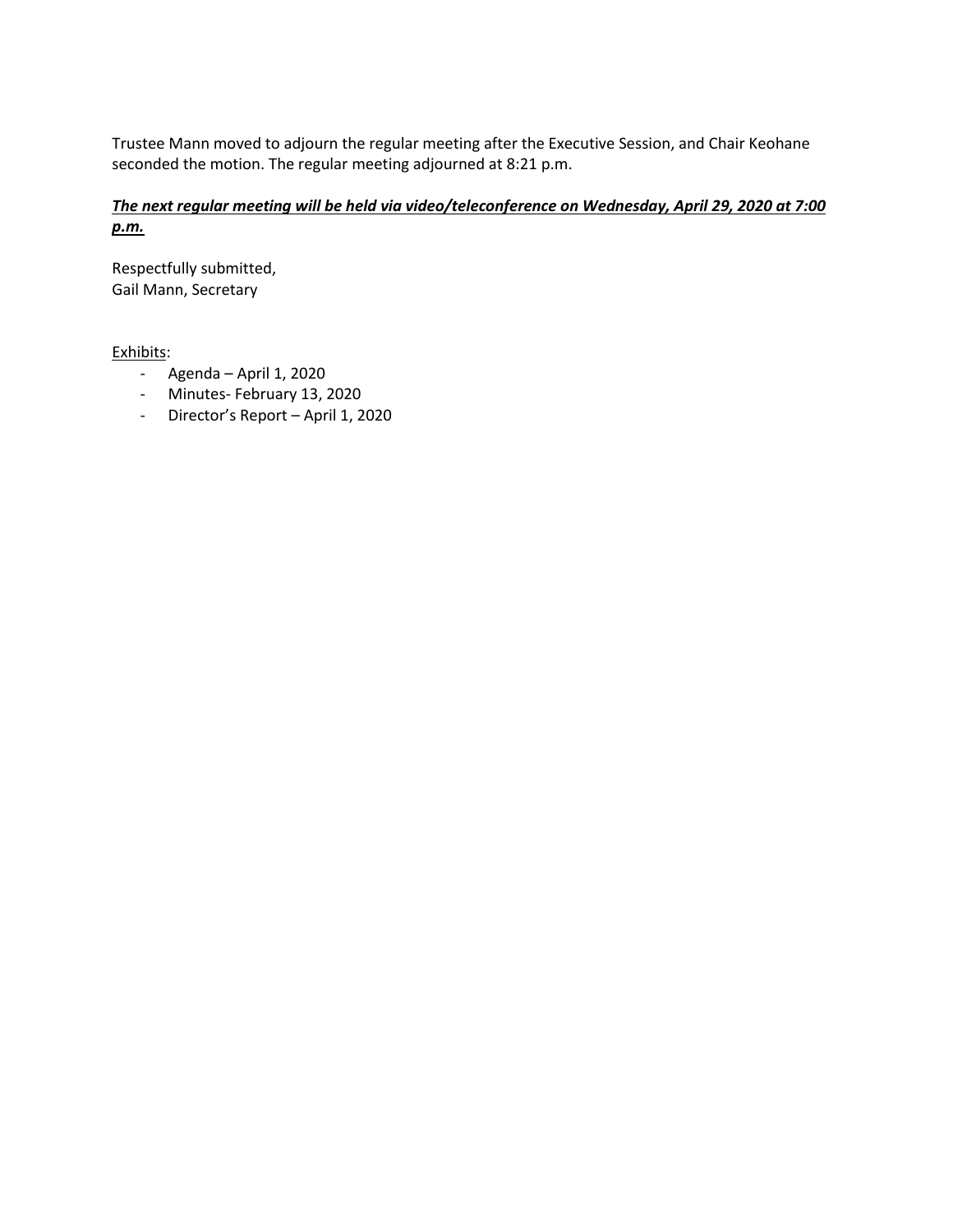Trustee Mann moved to adjourn the regular meeting after the Executive Session, and Chair Keohane seconded the motion. The regular meeting adjourned at 8:21 p.m.

***The next regular meeting will be held via video/teleconference on Wednesday, April 29, 2020 at 7:00 p.m.***

Respectfully submitted,
Gail Mann, Secretary

Exhibits:

- Agenda – April 1, 2020
- Minutes- February 13, 2020
- Director's Report – April 1, 2020